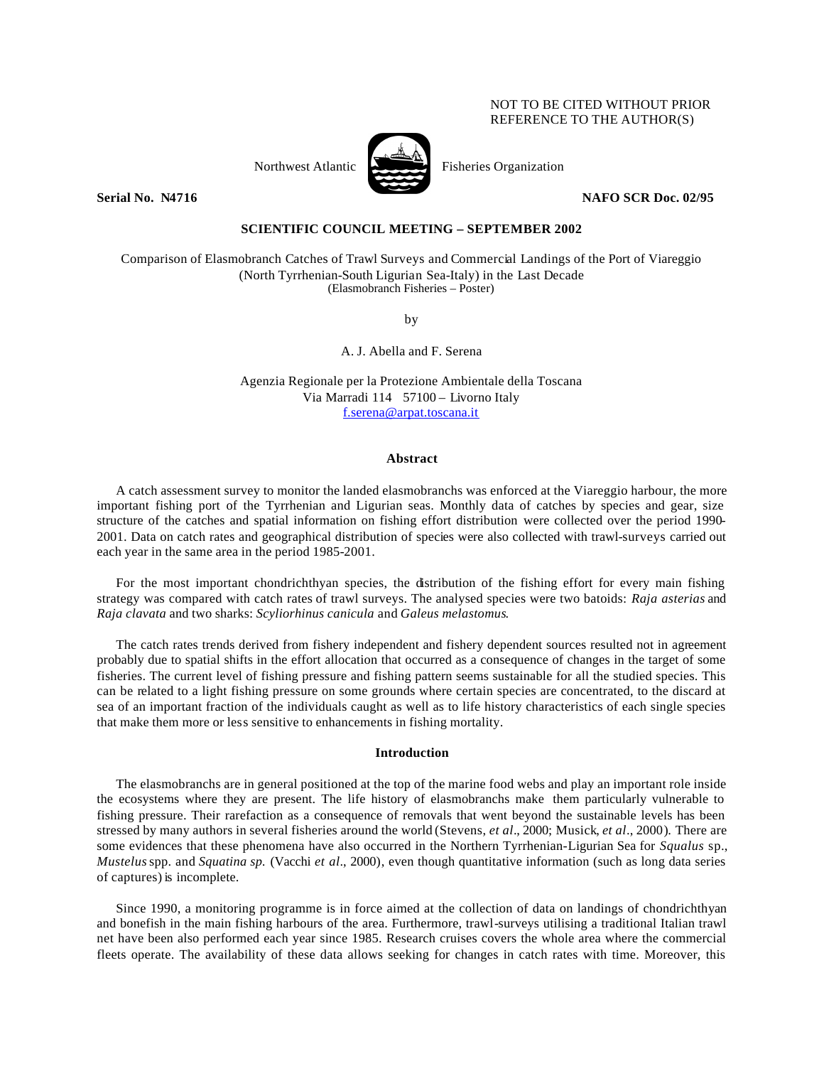NOT TO BE CITED WITHOUT PRIOR REFERENCE TO THE AUTHOR(S)

Northwest Atlantic Fisheries Organization

**Serial No. N4716** **NAFO SCR Doc. 02/95**

**SCIENTIFIC COUNCIL MEETING – SEPTEMBER 2002**

Comparison of Elasmobranch Catches of Trawl Surveys and Commercial Landings of the Port of Viareggio (North Tyrrhenian-South Ligurian Sea-Italy) in the Last Decade
(Elasmobranch Fisheries – Poster)

by

A. J. Abella and F. Serena

Agenzia Regionale per la Protezione Ambientale della Toscana
Via Marradi 114 57100 – Livorno Italy
f.serena@arpat.toscana.it

## Abstract

A catch assessment survey to monitor the landed elasmobranchs was enforced at the Viareggio harbour, the more important fishing port of the Tyrrhenian and Ligurian seas. Monthly data of catches by species and gear, size structure of the catches and spatial information on fishing effort distribution were collected over the period 1990-2001. Data on catch rates and geographical distribution of species were also collected with trawl-surveys carried out each year in the same area in the period 1985-2001.

For the most important chondrichthyan species, the distribution of the fishing effort for every main fishing strategy was compared with catch rates of trawl surveys. The analysed species were two batoids: *Raja asterias* and *Raja clavata* and two sharks: *Scyliorhinus canicula* and *Galeus melastomus*.

The catch rates trends derived from fishery independent and fishery dependent sources resulted not in agreement probably due to spatial shifts in the effort allocation that occurred as a consequence of changes in the target of some fisheries. The current level of fishing pressure and fishing pattern seems sustainable for all the studied species. This can be related to a light fishing pressure on some grounds where certain species are concentrated, to the discard at sea of an important fraction of the individuals caught as well as to life history characteristics of each single species that make them more or less sensitive to enhancements in fishing mortality.

## Introduction

The elasmobranchs are in general positioned at the top of the marine food webs and play an important role inside the ecosystems where they are present. The life history of elasmobranchs make them particularly vulnerable to fishing pressure. Their rarefaction as a consequence of removals that went beyond the sustainable levels has been stressed by many authors in several fisheries around the world (Stevens, *et al*., 2000; Musick, *et al*., 2000). There are some evidences that these phenomena have also occurred in the Northern Tyrrhenian-Ligurian Sea for *Squalus* sp., *Mustelus* spp. and *Squatina sp.* (Vacchi *et al*., 2000), even though quantitative information (such as long data series of captures) is incomplete.

Since 1990, a monitoring programme is in force aimed at the collection of data on landings of chondrichthyan and bonefish in the main fishing harbours of the area. Furthermore, trawl-surveys utilising a traditional Italian trawl net have been also performed each year since 1985. Research cruises covers the whole area where the commercial fleets operate. The availability of these data allows seeking for changes in catch rates with time. Moreover, this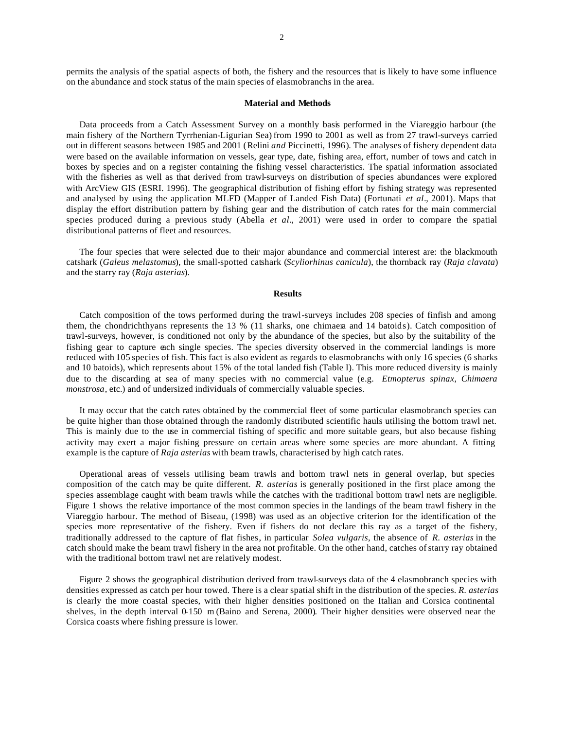permits the analysis of the spatial aspects of both, the fishery and the resources that is likely to have some influence on the abundance and stock status of the main species of elasmobranchs in the area.

## Material and Methods

Data proceeds from a Catch Assessment Survey on a monthly basis performed in the Viareggio harbour (the main fishery of the Northern Tyrrhenian-Ligurian Sea) from 1990 to 2001 as well as from 27 trawl-surveys carried out in different seasons between 1985 and 2001 (Relini *and* Piccinetti, 1996). The analyses of fishery dependent data were based on the available information on vessels, gear type, date, fishing area, effort, number of tows and catch in boxes by species and on a register containing the fishing vessel characteristics. The spatial information associated with the fisheries as well as that derived from trawl-surveys on distribution of species abundances were explored with ArcView GIS (ESRI. 1996). The geographical distribution of fishing effort by fishing strategy was represented and analysed by using the application MLFD (Mapper of Landed Fish Data) (Fortunati *et al*., 2001). Maps that display the effort distribution pattern by fishing gear and the distribution of catch rates for the main commercial species produced during a previous study (Abella *et al*., 2001) were used in order to compare the spatial distributional patterns of fleet and resources.

The four species that were selected due to their major abundance and commercial interest are: the blackmouth catshark (*Galeus melastomus*), the small-spotted catshark (*Scyliorhinus canicula*), the thornback ray (*Raja clavata*) and the starry ray (*Raja asterias*).

## Results

Catch composition of the tows performed during the trawl-surveys includes 208 species of finfish and among them, the chondrichthyans represents the 13 % (11 sharks, one chimaera and 14 batoids). Catch composition of trawl-surveys, however, is conditioned not only by the abundance of the species, but also by the suitability of the fishing gear to capture each single species. The species diversity observed in the commercial landings is more reduced with 105 species of fish. This fact is also evident as regards to elasmobranchs with only 16 species (6 sharks and 10 batoids), which represents about 15% of the total landed fish (Table I). This more reduced diversity is mainly due to the discarding at sea of many species with no commercial value (e.g. *Etmopterus spinax*, *Chimaera monstrosa*, etc.) and of undersized individuals of commercially valuable species.

It may occur that the catch rates obtained by the commercial fleet of some particular elasmobranch species can be quite higher than those obtained through the randomly distributed scientific hauls utilising the bottom trawl net. This is mainly due to the use in commercial fishing of specific and more suitable gears, but also because fishing activity may exert a major fishing pressure on certain areas where some species are more abundant. A fitting example is the capture of *Raja asterias* with beam trawls, characterised by high catch rates.

Operational areas of vessels utilising beam trawls and bottom trawl nets in general overlap, but species composition of the catch may be quite different. *R. asterias* is generally positioned in the first place among the species assemblage caught with beam trawls while the catches with the traditional bottom trawl nets are negligible. Figure 1 shows the relative importance of the most common species in the landings of the beam trawl fishery in the Viareggio harbour. The method of Biseau, (1998) was used as an objective criterion for the identification of the species more representative of the fishery. Even if fishers do not declare this ray as a target of the fishery, traditionally addressed to the capture of flat fishes, in particular *Solea vulgaris*, the absence of *R. asterias* in the catch should make the beam trawl fishery in the area not profitable. On the other hand, catches of starry ray obtained with the traditional bottom trawl net are relatively modest.

Figure 2 shows the geographical distribution derived from trawl-surveys data of the 4 elasmobranch species with densities expressed as catch per hour towed. There is a clear spatial shift in the distribution of the species. *R. asterias* is clearly the more coastal species, with their higher densities positioned on the Italian and Corsica continental shelves, in the depth interval 0-150 m (Baino and Serena, 2000). Their higher densities were observed near the Corsica coasts where fishing pressure is lower.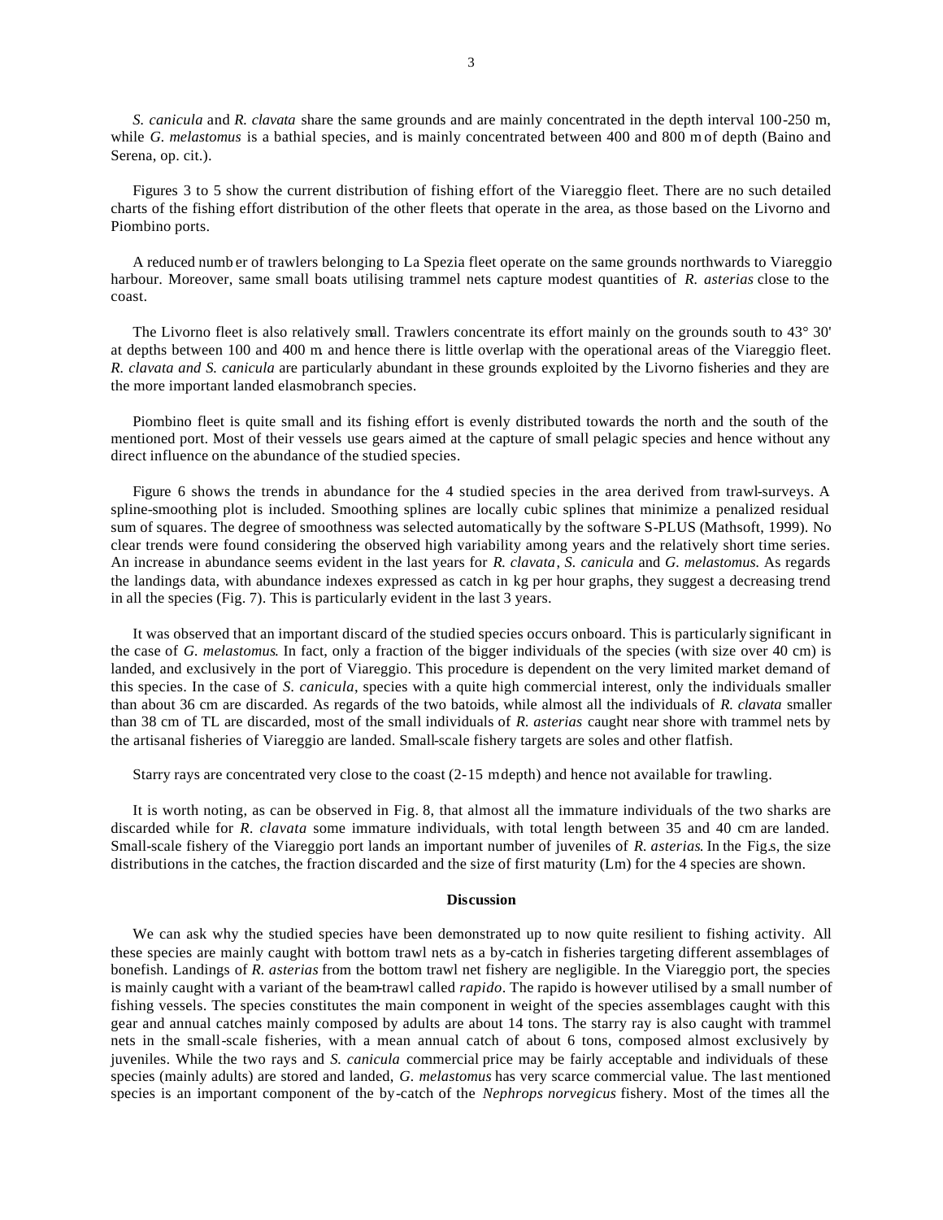*S. canicula* and *R. clavata* share the same grounds and are mainly concentrated in the depth interval 100-250 m, while *G. melastomus* is a bathial species, and is mainly concentrated between 400 and 800 m of depth (Baino and Serena, op. cit.).

Figures 3 to 5 show the current distribution of fishing effort of the Viareggio fleet. There are no such detailed charts of the fishing effort distribution of the other fleets that operate in the area, as those based on the Livorno and Piombino ports.

A reduced numb er of trawlers belonging to La Spezia fleet operate on the same grounds northwards to Viareggio harbour. Moreover, same small boats utilising trammel nets capture modest quantities of *R. asterias* close to the coast.

The Livorno fleet is also relatively small. Trawlers concentrate its effort mainly on the grounds south to 43° 30' at depths between 100 and 400 m and hence there is little overlap with the operational areas of the Viareggio fleet. *R. clavata and S. canicula* are particularly abundant in these grounds exploited by the Livorno fisheries and they are the more important landed elasmobranch species.

Piombino fleet is quite small and its fishing effort is evenly distributed towards the north and the south of the mentioned port. Most of their vessels use gears aimed at the capture of small pelagic species and hence without any direct influence on the abundance of the studied species.

Figure 6 shows the trends in abundance for the 4 studied species in the area derived from trawl-surveys. A spline-smoothing plot is included. Smoothing splines are locally cubic splines that minimize a penalized residual sum of squares. The degree of smoothness was selected automatically by the software S-PLUS (Mathsoft, 1999). No clear trends were found considering the observed high variability among years and the relatively short time series. An increase in abundance seems evident in the last years for *R. clavata*, *S. canicula* and *G. melastomus.* As regards the landings data, with abundance indexes expressed as catch in kg per hour graphs, they suggest a decreasing trend in all the species (Fig. 7). This is particularly evident in the last 3 years.

It was observed that an important discard of the studied species occurs onboard. This is particularly significant in the case of *G. melastomus*. In fact, only a fraction of the bigger individuals of the species (with size over 40 cm) is landed, and exclusively in the port of Viareggio. This procedure is dependent on the very limited market demand of this species. In the case of *S. canicula*, species with a quite high commercial interest, only the individuals smaller than about 36 cm are discarded. As regards of the two batoids, while almost all the individuals of *R. clavata* smaller than 38 cm of TL are discarded, most of the small individuals of *R. asterias* caught near shore with trammel nets by the artisanal fisheries of Viareggio are landed. Small-scale fishery targets are soles and other flatfish.

Starry rays are concentrated very close to the coast (2-15 m depth) and hence not available for trawling.

It is worth noting, as can be observed in Fig. 8, that almost all the immature individuals of the two sharks are discarded while for *R. clavata* some immature individuals, with total length between 35 and 40 cm are landed. Small-scale fishery of the Viareggio port lands an important number of juveniles of *R. asterias*. In the Fig.s, the size distributions in the catches, the fraction discarded and the size of first maturity (Lm) for the 4 species are shown.

## Discussion

We can ask why the studied species have been demonstrated up to now quite resilient to fishing activity. All these species are mainly caught with bottom trawl nets as a by-catch in fisheries targeting different assemblages of bonefish. Landings of *R. asterias* from the bottom trawl net fishery are negligible. In the Viareggio port, the species is mainly caught with a variant of the beam-trawl called *rapido*. The rapido is however utilised by a small number of fishing vessels. The species constitutes the main component in weight of the species assemblages caught with this gear and annual catches mainly composed by adults are about 14 tons. The starry ray is also caught with trammel nets in the small-scale fisheries, with a mean annual catch of about 6 tons, composed almost exclusively by juveniles. While the two rays and *S. canicula* commercial price may be fairly acceptable and individuals of these species (mainly adults) are stored and landed, *G. melastomus* has very scarce commercial value. The last mentioned species is an important component of the by-catch of the *Nephrops norvegicus* fishery. Most of the times all the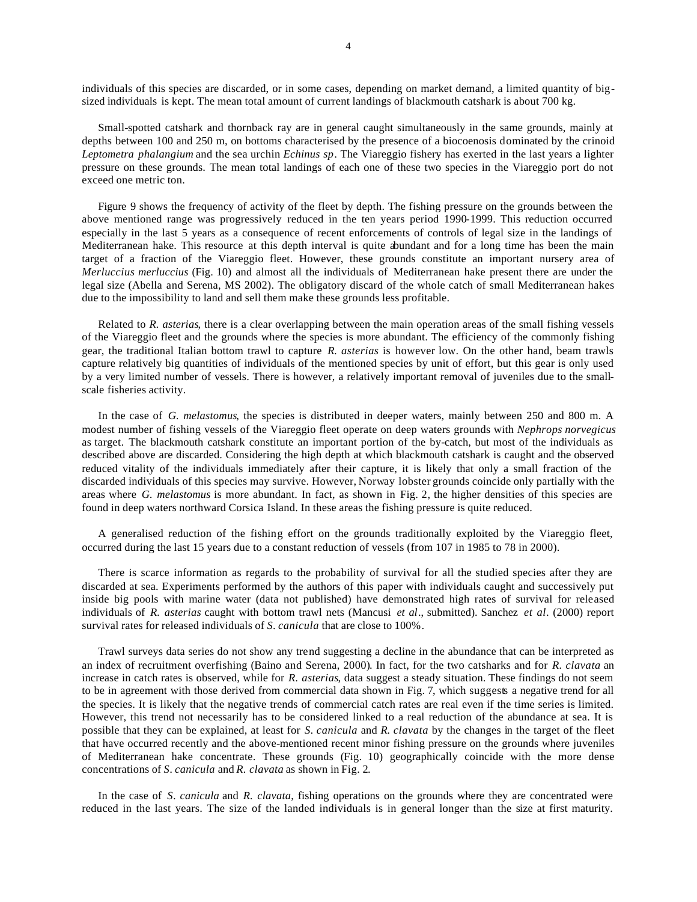individuals of this species are discarded, or in some cases, depending on market demand, a limited quantity of big-sized individuals is kept. The mean total amount of current landings of blackmouth catshark is about 700 kg.

Small-spotted catshark and thornback ray are in general caught simultaneously in the same grounds, mainly at depths between 100 and 250 m, on bottoms characterised by the presence of a biocoenosis dominated by the crinoid *Leptometra phalangium* and the sea urchin *Echinus sp*. The Viareggio fishery has exerted in the last years a lighter pressure on these grounds. The mean total landings of each one of these two species in the Viareggio port do not exceed one metric ton.

Figure 9 shows the frequency of activity of the fleet by depth. The fishing pressure on the grounds between the above mentioned range was progressively reduced in the ten years period 1990-1999. This reduction occurred especially in the last 5 years as a consequence of recent enforcements of controls of legal size in the landings of Mediterranean hake. This resource at this depth interval is quite abundant and for a long time has been the main target of a fraction of the Viareggio fleet. However, these grounds constitute an important nursery area of *Merluccius merluccius* (Fig. 10) and almost all the individuals of Mediterranean hake present there are under the legal size (Abella and Serena, MS 2002). The obligatory discard of the whole catch of small Mediterranean hakes due to the impossibility to land and sell them make these grounds less profitable.

Related to *R. asterias*, there is a clear overlapping between the main operation areas of the small fishing vessels of the Viareggio fleet and the grounds where the species is more abundant. The efficiency of the commonly fishing gear, the traditional Italian bottom trawl to capture *R. asterias* is however low. On the other hand, beam trawls capture relatively big quantities of individuals of the mentioned species by unit of effort, but this gear is only used by a very limited number of vessels. There is however, a relatively important removal of juveniles due to the small-scale fisheries activity.

In the case of *G. melastomus*, the species is distributed in deeper waters, mainly between 250 and 800 m. A modest number of fishing vessels of the Viareggio fleet operate on deep waters grounds with *Nephrops norvegicus* as target. The blackmouth catshark constitute an important portion of the by-catch, but most of the individuals as described above are discarded. Considering the high depth at which blackmouth catshark is caught and the observed reduced vitality of the individuals immediately after their capture, it is likely that only a small fraction of the discarded individuals of this species may survive. However, Norway lobster grounds coincide only partially with the areas where *G. melastomus* is more abundant. In fact, as shown in Fig. 2, the higher densities of this species are found in deep waters northward Corsica Island. In these areas the fishing pressure is quite reduced.

A generalised reduction of the fishing effort on the grounds traditionally exploited by the Viareggio fleet, occurred during the last 15 years due to a constant reduction of vessels (from 107 in 1985 to 78 in 2000).

There is scarce information as regards to the probability of survival for all the studied species after they are discarded at sea. Experiments performed by the authors of this paper with individuals caught and successively put inside big pools with marine water (data not published) have demonstrated high rates of survival for released individuals of *R. asterias* caught with bottom trawl nets (Mancusi *et al*., submitted). Sanchez *et al*. (2000) report survival rates for released individuals of *S. canicula* that are close to 100%.

Trawl surveys data series do not show any trend suggesting a decline in the abundance that can be interpreted as an index of recruitment overfishing (Baino and Serena, 2000). In fact, for the two catsharks and for *R. clavata* an increase in catch rates is observed, while for *R. asterias*, data suggest a steady situation. These findings do not seem to be in agreement with those derived from commercial data shown in Fig. 7, which suggests a negative trend for all the species. It is likely that the negative trends of commercial catch rates are real even if the time series is limited. However, this trend not necessarily has to be considered linked to a real reduction of the abundance at sea. It is possible that they can be explained, at least for *S. canicula* and *R. clavata* by the changes in the target of the fleet that have occurred recently and the above-mentioned recent minor fishing pressure on the grounds where juveniles of Mediterranean hake concentrate. These grounds (Fig. 10) geographically coincide with the more dense concentrations of *S. canicula* and *R. clavata* as shown in Fig. 2.

In the case of *S. canicula* and *R. clavata*, fishing operations on the grounds where they are concentrated were reduced in the last years. The size of the landed individuals is in general longer than the size at first maturity.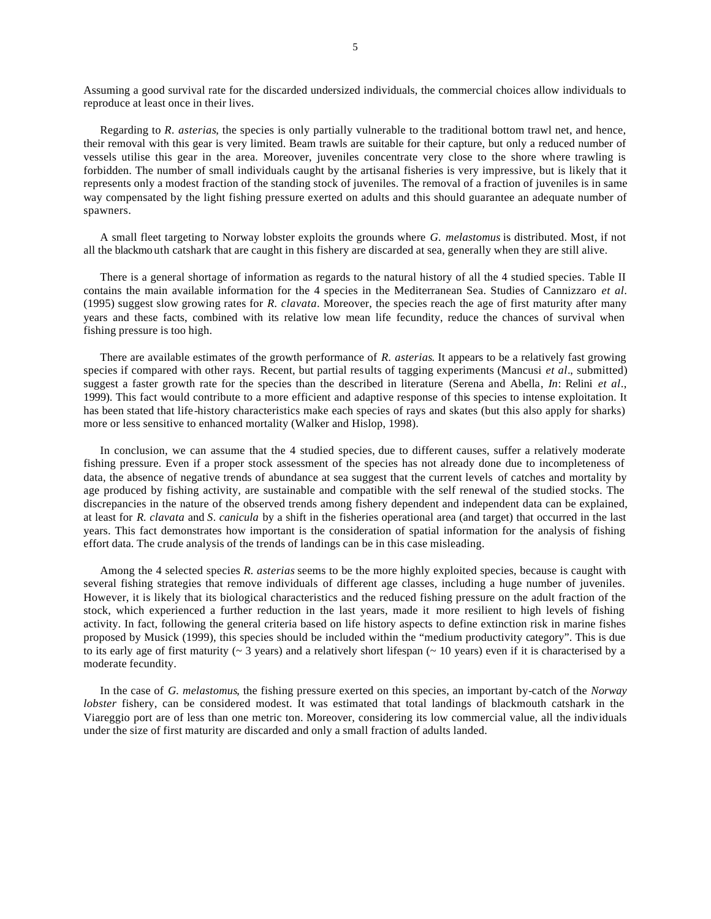Assuming a good survival rate for the discarded undersized individuals, the commercial choices allow individuals to reproduce at least once in their lives.

Regarding to *R. asterias*, the species is only partially vulnerable to the traditional bottom trawl net, and hence, their removal with this gear is very limited. Beam trawls are suitable for their capture, but only a reduced number of vessels utilise this gear in the area. Moreover, juveniles concentrate very close to the shore where trawling is forbidden. The number of small individuals caught by the artisanal fisheries is very impressive, but is likely that it represents only a modest fraction of the standing stock of juveniles. The removal of a fraction of juveniles is in same way compensated by the light fishing pressure exerted on adults and this should guarantee an adequate number of spawners.

A small fleet targeting to Norway lobster exploits the grounds where *G. melastomus* is distributed. Most, if not all the blackmouth catshark that are caught in this fishery are discarded at sea, generally when they are still alive.

There is a general shortage of information as regards to the natural history of all the 4 studied species. Table II contains the main available information for the 4 species in the Mediterranean Sea. Studies of Cannizzaro *et al*. (1995) suggest slow growing rates for *R. clavata*. Moreover, the species reach the age of first maturity after many years and these facts, combined with its relative low mean life fecundity, reduce the chances of survival when fishing pressure is too high.

There are available estimates of the growth performance of *R. asterias*. It appears to be a relatively fast growing species if compared with other rays. Recent, but partial results of tagging experiments (Mancusi *et al*., submitted) suggest a faster growth rate for the species than the described in literature (Serena and Abella, *In*: Relini *et al*., 1999). This fact would contribute to a more efficient and adaptive response of this species to intense exploitation. It has been stated that life-history characteristics make each species of rays and skates (but this also apply for sharks) more or less sensitive to enhanced mortality (Walker and Hislop, 1998).

In conclusion, we can assume that the 4 studied species, due to different causes, suffer a relatively moderate fishing pressure. Even if a proper stock assessment of the species has not already done due to incompleteness of data, the absence of negative trends of abundance at sea suggest that the current levels of catches and mortality by age produced by fishing activity, are sustainable and compatible with the self renewal of the studied stocks. The discrepancies in the nature of the observed trends among fishery dependent and independent data can be explained, at least for *R. clavata* and *S. canicula* by a shift in the fisheries operational area (and target) that occurred in the last years. This fact demonstrates how important is the consideration of spatial information for the analysis of fishing effort data. The crude analysis of the trends of landings can be in this case misleading.

Among the 4 selected species *R. asterias* seems to be the more highly exploited species, because is caught with several fishing strategies that remove individuals of different age classes, including a huge number of juveniles. However, it is likely that its biological characteristics and the reduced fishing pressure on the adult fraction of the stock, which experienced a further reduction in the last years, made it more resilient to high levels of fishing activity. In fact, following the general criteria based on life history aspects to define extinction risk in marine fishes proposed by Musick (1999), this species should be included within the "medium productivity category". This is due to its early age of first maturity (~ 3 years) and a relatively short lifespan (~ 10 years) even if it is characterised by a moderate fecundity.

In the case of *G. melastomus*, the fishing pressure exerted on this species, an important by-catch of the *Norway lobster* fishery, can be considered modest. It was estimated that total landings of blackmouth catshark in the Viareggio port are of less than one metric ton. Moreover, considering its low commercial value, all the individuals under the size of first maturity are discarded and only a small fraction of adults landed.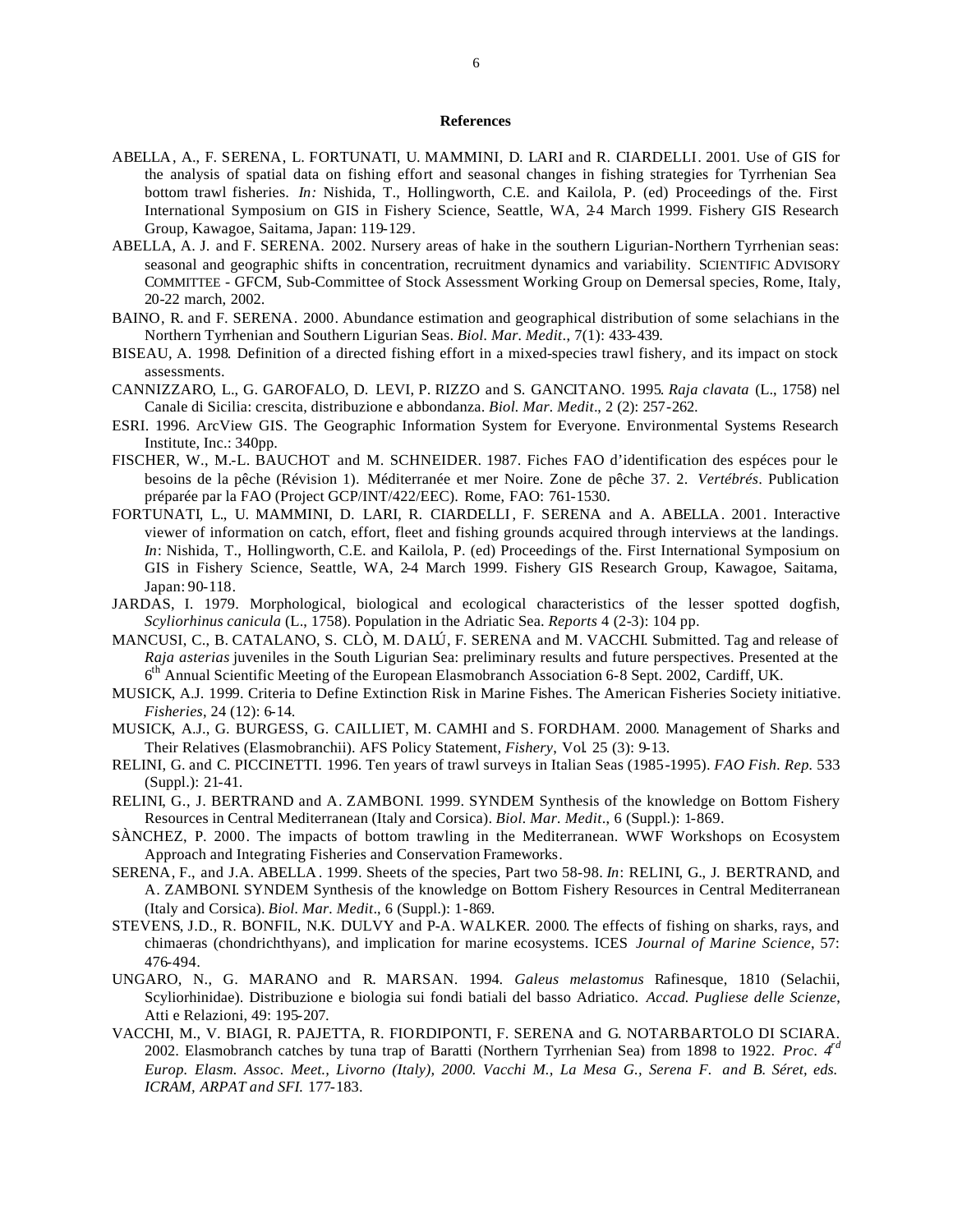## References

ABELLA, A., F. SERENA, L. FORTUNATI, U. MAMMINI, D. LARI and R. CIARDELLI. 2001. Use of GIS for the analysis of spatial data on fishing effort and seasonal changes in fishing strategies for Tyrrhenian Sea bottom trawl fisheries. *In:* Nishida, T., Hollingworth, C.E. and Kailola, P. (ed) Proceedings of the. First International Symposium on GIS in Fishery Science, Seattle, WA, 2-4 March 1999. Fishery GIS Research Group, Kawagoe, Saitama, Japan: 119-129.

ABELLA, A. J. and F. SERENA. 2002. Nursery areas of hake in the southern Ligurian-Northern Tyrrhenian seas: seasonal and geographic shifts in concentration, recruitment dynamics and variability. SCIENTIFIC ADVISORY COMMITTEE - GFCM, Sub-Committee of Stock Assessment Working Group on Demersal species, Rome, Italy, 20-22 march, 2002.

BAINO, R. and F. SERENA. 2000. Abundance estimation and geographical distribution of some selachians in the Northern Tyrrhenian and Southern Ligurian Seas. *Biol. Mar. Medit.*, 7(1): 433-439.

BISEAU, A. 1998. Definition of a directed fishing effort in a mixed-species trawl fishery, and its impact on stock assessments.

CANNIZZARO, L., G. GAROFALO, D. LEVI, P. RIZZO and S. GANCITANO. 1995. *Raja clavata* (L., 1758) nel Canale di Sicilia: crescita, distribuzione e abbondanza. *Biol. Mar. Medit.*, 2 (2): 257-262.

ESRI. 1996. ArcView GIS. The Geographic Information System for Everyone. Environmental Systems Research Institute, Inc.: 340pp.

FISCHER, W., M.-L. BAUCHOT and M. SCHNEIDER. 1987. Fiches FAO d'identification des espéces pour le besoins de la pêche (Révision 1). Méditerranée et mer Noire. Zone de pêche 37. 2. *Vertébrés*. Publication préparée par la FAO (Project GCP/INT/422/EEC). Rome, FAO: 761-1530.

FORTUNATI, L., U. MAMMINI, D. LARI, R. CIARDELLI, F. SERENA and A. ABELLA. 2001. Interactive viewer of information on catch, effort, fleet and fishing grounds acquired through interviews at the landings. *In*: Nishida, T., Hollingworth, C.E. and Kailola, P. (ed) Proceedings of the. First International Symposium on GIS in Fishery Science, Seattle, WA, 2-4 March 1999. Fishery GIS Research Group, Kawagoe, Saitama, Japan: 90-118.

JARDAS, I. 1979. Morphological, biological and ecological characteristics of the lesser spotted dogfish, *Scyliorhinus canicula* (L., 1758). Population in the Adriatic Sea. *Reports* 4 (2-3): 104 pp.

MANCUSI, C., B. CATALANO, S. CLÒ, M. DALÙ, F. SERENA and M. VACCHI. Submitted. Tag and release of *Raja asterias* juveniles in the South Ligurian Sea: preliminary results and future perspectives. Presented at the 6th Annual Scientific Meeting of the European Elasmobranch Association 6-8 Sept. 2002, Cardiff, UK.

MUSICK, A.J. 1999. Criteria to Define Extinction Risk in Marine Fishes. The American Fisheries Society initiative. *Fisheries*, 24 (12): 6-14.

MUSICK, A.J., G. BURGESS, G. CAILLIET, M. CAMHI and S. FORDHAM. 2000. Management of Sharks and Their Relatives (Elasmobranchii). AFS Policy Statement, *Fishery*, Vol. 25 (3): 9-13.

RELINI, G. and C. PICCINETTI. 1996. Ten years of trawl surveys in Italian Seas (1985-1995). *FAO Fish. Rep.* 533 (Suppl.): 21-41.

RELINI, G., J. BERTRAND and A. ZAMBONI. 1999. SYNDEM Synthesis of the knowledge on Bottom Fishery Resources in Central Mediterranean (Italy and Corsica). *Biol. Mar. Medit.*, 6 (Suppl.): 1-869.

SÀNCHEZ, P. 2000. The impacts of bottom trawling in the Mediterranean. WWF Workshops on Ecosystem Approach and Integrating Fisheries and Conservation Frameworks.

SERENA, F., and J.A. ABELLA. 1999. Sheets of the species, Part two 58-98. *In*: RELINI, G., J. BERTRAND, and A. ZAMBONI. SYNDEM Synthesis of the knowledge on Bottom Fishery Resources in Central Mediterranean (Italy and Corsica). *Biol. Mar. Medit.*, 6 (Suppl.): 1-869.

STEVENS, J.D., R. BONFIL, N.K. DULVY and P-A. WALKER. 2000. The effects of fishing on sharks, rays, and chimaeras (chondrichthyans), and implication for marine ecosystems. ICES *Journal of Marine Science*, 57: 476-494.

UNGARO, N., G. MARANO and R. MARSAN. 1994. *Galeus melastomus* Rafinesque, 1810 (Selachii, Scyliorhinidae). Distribuzione e biologia sui fondi batiali del basso Adriatico. *Accad. Pugliese delle Scienze*, Atti e Relazioni, 49: 195-207.

VACCHI, M., V. BIAGI, R. PAJETTA, R. FIORDIPONTI, F. SERENA and G. NOTARBARTOLO DI SCIARA. 2002. Elasmobranch catches by tuna trap of Baratti (Northern Tyrrhenian Sea) from 1898 to 1922. *Proc. 4rd Europ. Elasm. Assoc. Meet., Livorno (Italy), 2000. Vacchi M., La Mesa G., Serena F. and B. Séret, eds. ICRAM, ARPAT and SFI.* 177-183.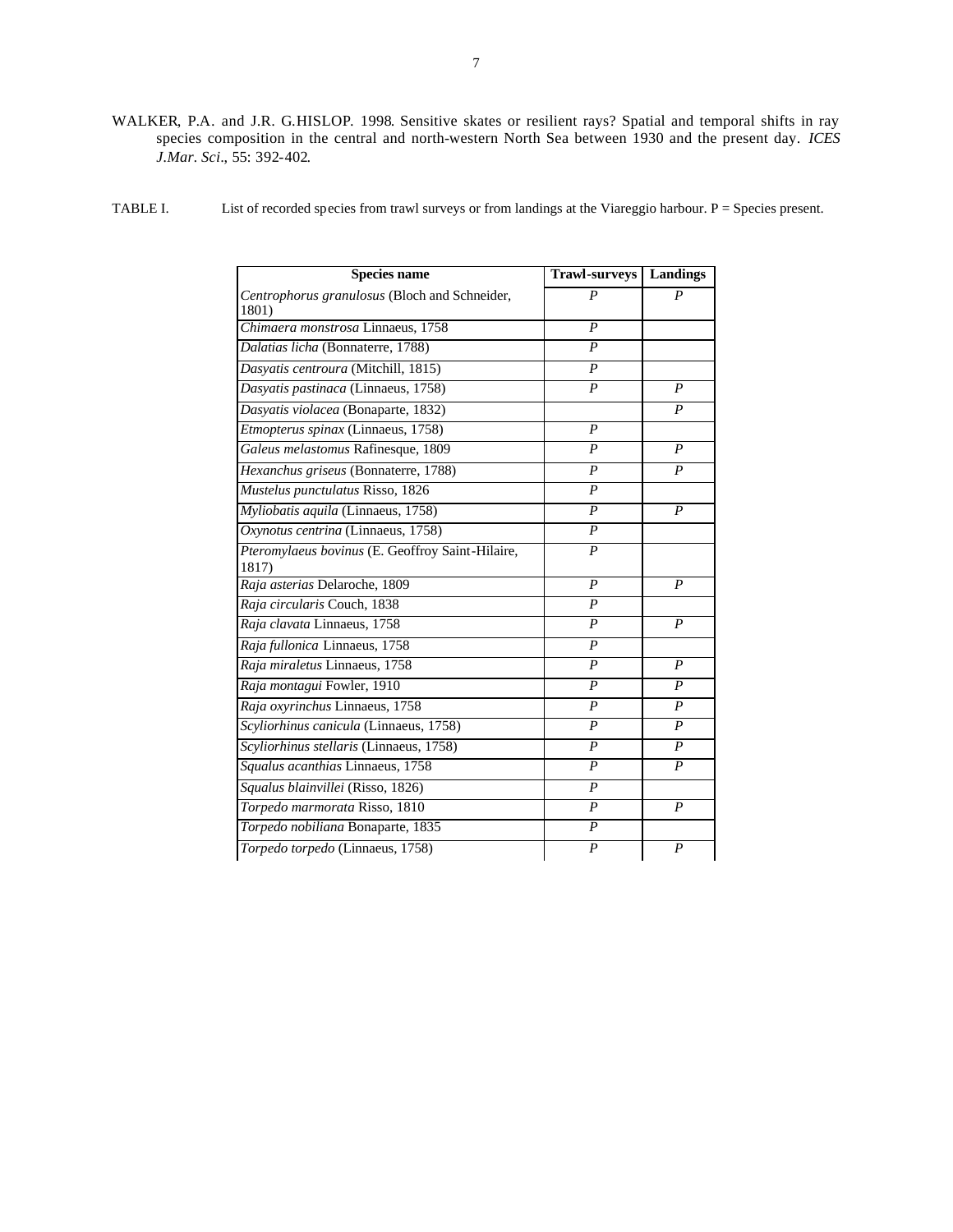WALKER, P.A. and J.R. G.HISLOP. 1998. Sensitive skates or resilient rays? Spatial and temporal shifts in ray species composition in the central and north-western North Sea between 1930 and the present day. *ICES J.Mar. Sci*., 55: 392-402.

TABLE I. List of recorded species from trawl surveys or from landings at the Viareggio harbour. P = Species present.

| Species name | Trawl-surveys | Landings |
|---|---|---|
| *Centrophorus granulosus* (Bloch and Schneider, 1801) | *P* | *P* |
| *Chimaera monstrosa* Linnaeus, 1758 | *P* | |
| *Dalatias licha* (Bonnaterre, 1788) | *P* | |
| *Dasyatis centroura* (Mitchill, 1815) | *P* | |
| *Dasyatis pastinaca* (Linnaeus, 1758) | *P* | *P* |
| *Dasyatis violacea* (Bonaparte, 1832) | | *P* |
| *Etmopterus spinax* (Linnaeus, 1758) | *P* | |
| *Galeus melastomus* Rafinesque, 1809 | *P* | *P* |
| *Hexanchus griseus* (Bonnaterre, 1788) | *P* | *P* |
| *Mustelus punctulatus* Risso, 1826 | *P* | |
| *Myliobatis aquila* (Linnaeus, 1758) | *P* | *P* |
| *Oxynotus centrina* (Linnaeus, 1758) | *P* | |
| *Pteromylaeus bovinus* (E. Geoffroy Saint-Hilaire, 1817) | *P* | |
| *Raja asterias* Delaroche, 1809 | *P* | *P* |
| *Raja circularis* Couch, 1838 | *P* | |
| *Raja clavata* Linnaeus, 1758 | *P* | *P* |
| *Raja fullonica* Linnaeus, 1758 | *P* | |
| *Raja miraletus* Linnaeus, 1758 | *P* | *P* |
| *Raja montagui* Fowler, 1910 | *P* | *P* |
| *Raja oxyrinchus* Linnaeus, 1758 | *P* | *P* |
| *Scyliorhinus canicula* (Linnaeus, 1758) | *P* | *P* |
| *Scyliorhinus stellaris* (Linnaeus, 1758) | *P* | *P* |
| *Squalus acanthias* Linnaeus, 1758 | *P* | *P* |
| *Squalus blainvillei* (Risso, 1826) | *P* | |
| *Torpedo marmorata* Risso, 1810 | *P* | *P* |
| *Torpedo nobiliana* Bonaparte, 1835 | *P* | |
| *Torpedo torpedo* (Linnaeus, 1758) | *P* | *P* |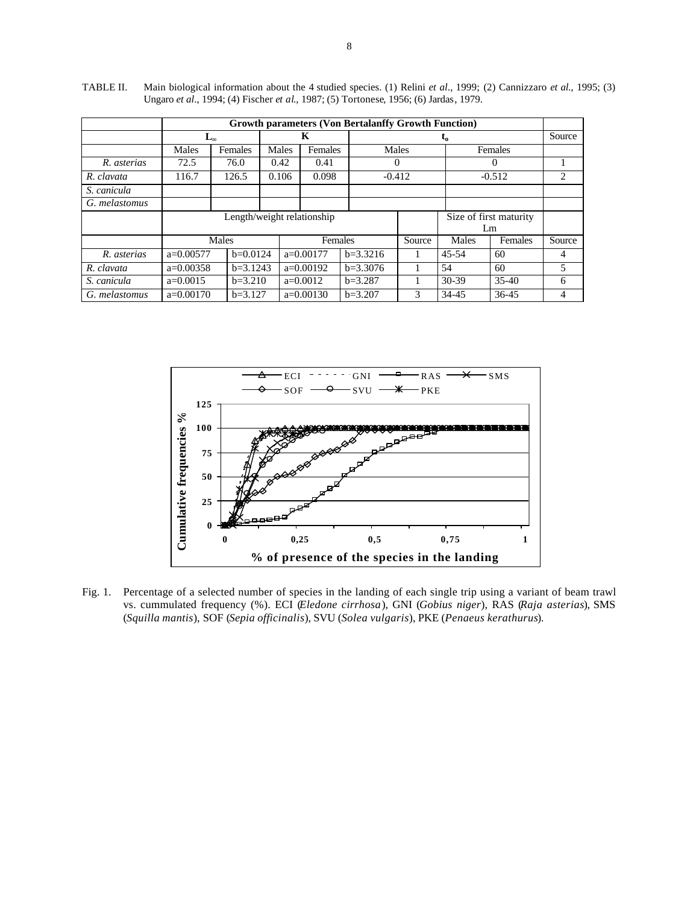TABLE II. Main biological information about the 4 studied species. (1) Relini *et al*., 1999; (2) Cannizzaro *et al*., 1995; (3) Ungaro *et al*., 1994; (4) Fischer *et al*., 1987; (5) Tortonese, 1956; (6) Jardas, 1979.

| | **Growth parameters (Von Bertalanffy Growth Function)** | | | | | | |
|---|---|---|---|---|---|---|---|
| | $L_\infty$ | | **K** | | $t_o$ | | Source |
| | Males | Females | Males | Females | Males | Females | |
| *R. asterias* | 72.5 | 76.0 | 0.42 | 0.41 | 0 | 0 | 1 |
| *R. clavata* | 116.7 | 126.5 | 0.106 | 0.098 | -0.412 | -0.512 | 2 |
| *S. canicula* | | | | | | | |
| *G. melastomus* | | | | | | | |

| | Length/weight relationship | | | | | Size of first maturity Lm | | |
|---|---|---|---|---|---|---|---|---|
| | Males | | Females | | Source | Males | Females | Source |
| *R. asterias* | a=0.00577 | b=0.0124 | a=0.00177 | b=3.3216 | 1 | 45-54 | 60 | 4 |
| *R. clavata* | a=0.00358 | b=3.1243 | a=0.00192 | b=3.3076 | 1 | 54 | 60 | 5 |
| *S. canicula* | a=0.0015 | b=3.210 | a=0.0012 | b=3.287 | 1 | 30-39 | 35-40 | 6 |
| *G. melastomus* | a=0.00170 | b=3.127 | a=0.00130 | b=3.207 | 3 | 34-45 | 36-45 | 4 |

Fig. 1. Percentage of a selected number of species in the landing of each single trip using a variant of beam trawl vs. cummulated frequency (%). ECI (*Eledone cirrhosa*), GNI (*Gobius niger*), RAS (*Raja asterias*), SMS (*Squilla mantis*), SOF (*Sepia officinalis*), SVU (*Solea vulgaris*), PKE (*Penaeus kerathurus*).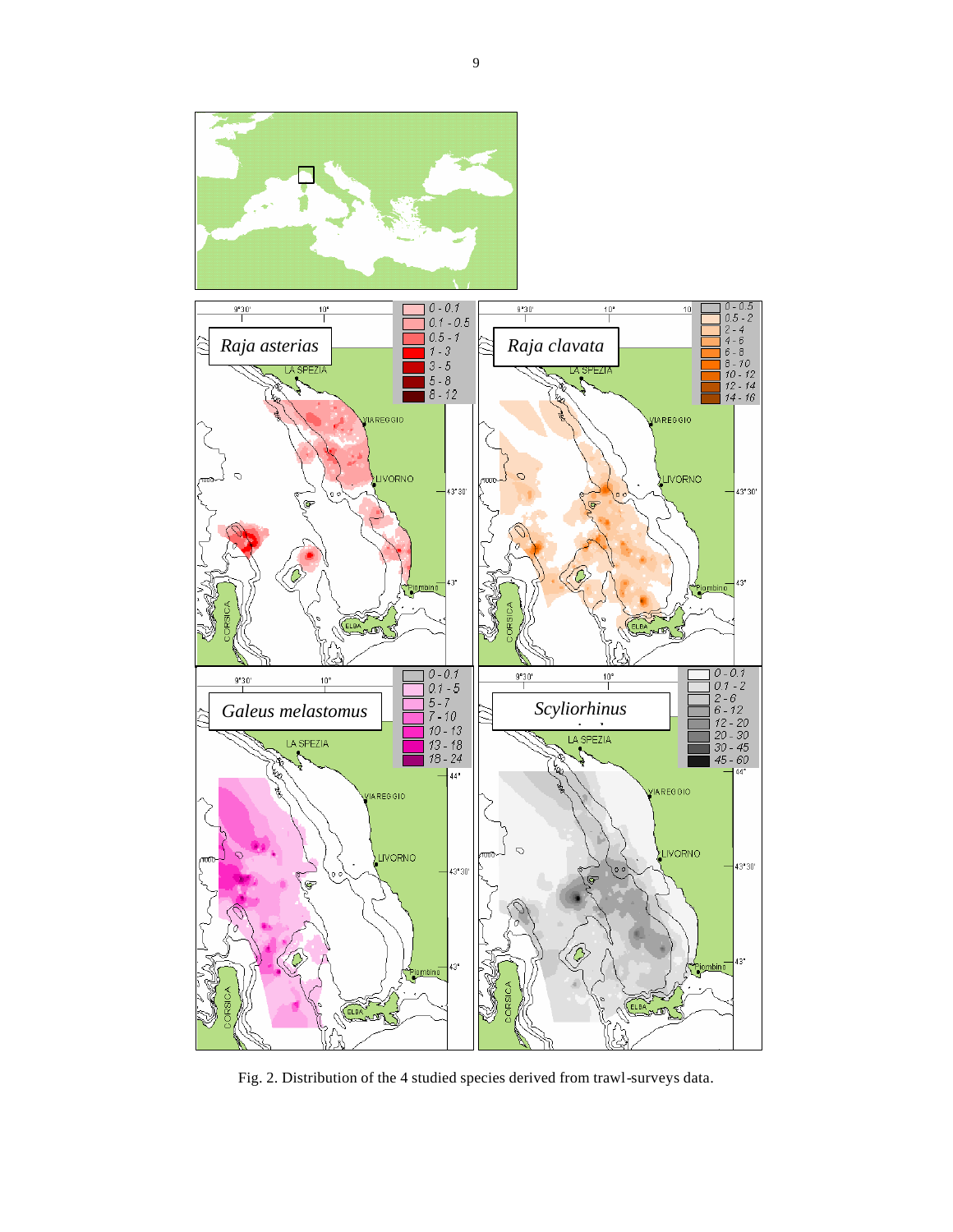Fig. 2. Distribution of the 4 studied species derived from trawl-surveys data.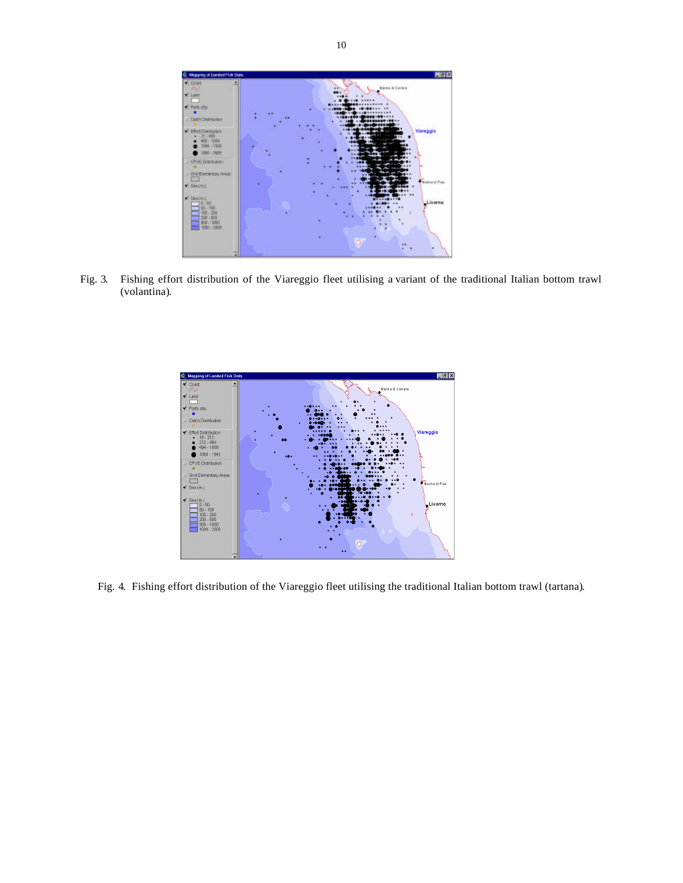Fig. 3. Fishing effort distribution of the Viareggio fleet utilising a variant of the traditional Italian bottom trawl (volantina).

Fig. 4. Fishing effort distribution of the Viareggio fleet utilising the traditional Italian bottom trawl (tartana).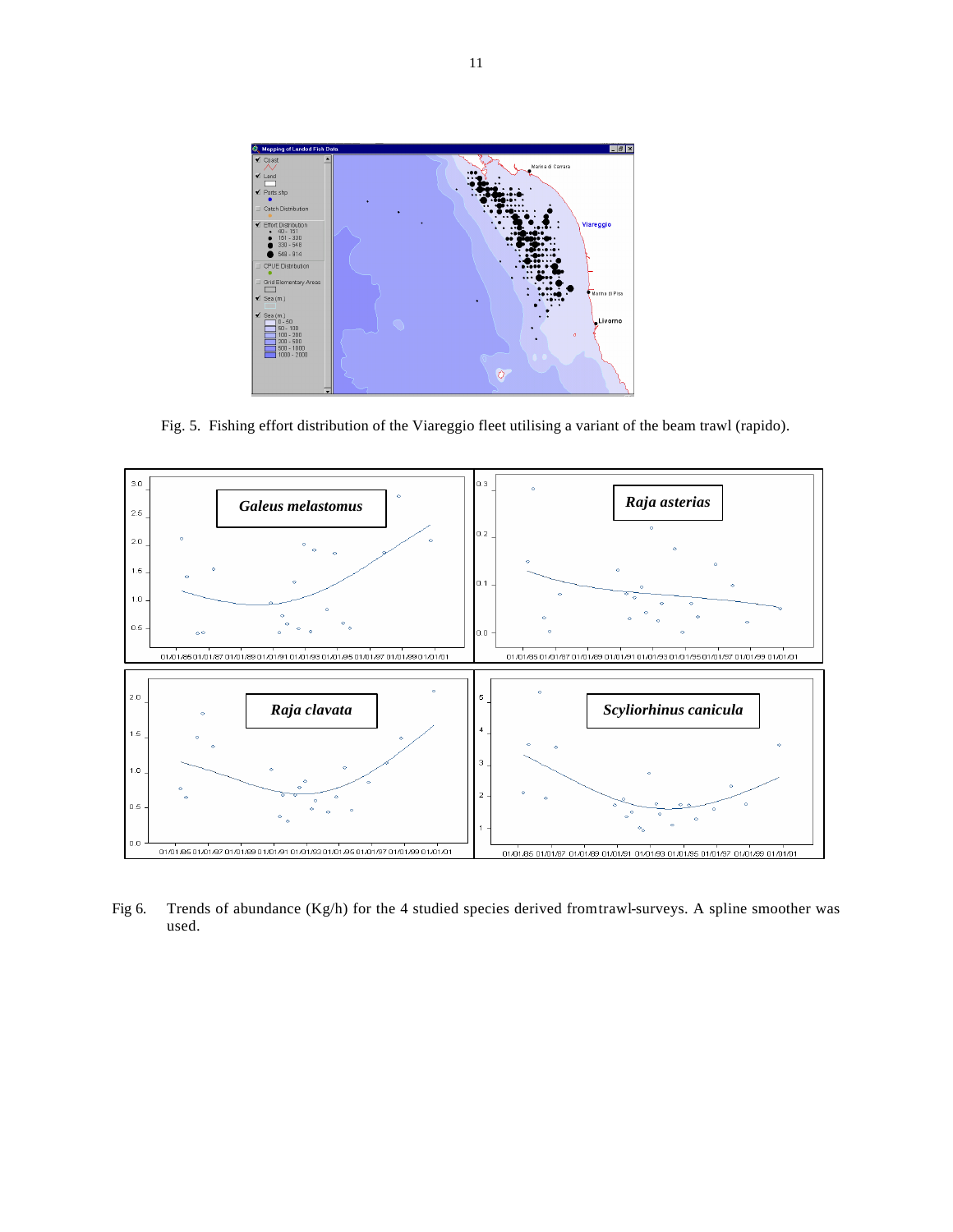Fig. 5. Fishing effort distribution of the Viareggio fleet utilising a variant of the beam trawl (rapido).

Fig 6. Trends of abundance (Kg/h) for the 4 studied species derived from trawl-surveys. A spline smoother was used.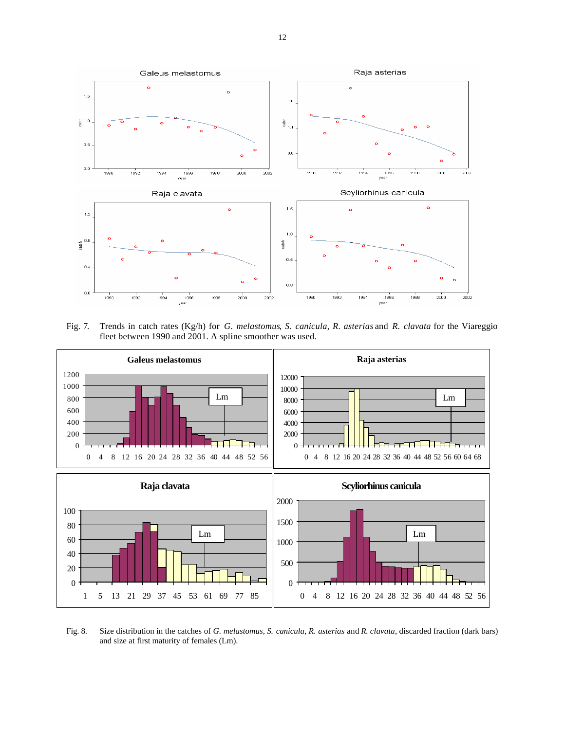Fig. 7. Trends in catch rates (Kg/h) for *G. melastomus*, *S. canicula*, *R. asterias* and *R. clavata* for the Viareggio fleet between 1990 and 2001. A spline smoother was used.

Fig. 8. Size distribution in the catches of *G. melastomus*, *S. canicula*, *R. asterias* and *R. clavata*, discarded fraction (dark bars) and size at first maturity of females (Lm).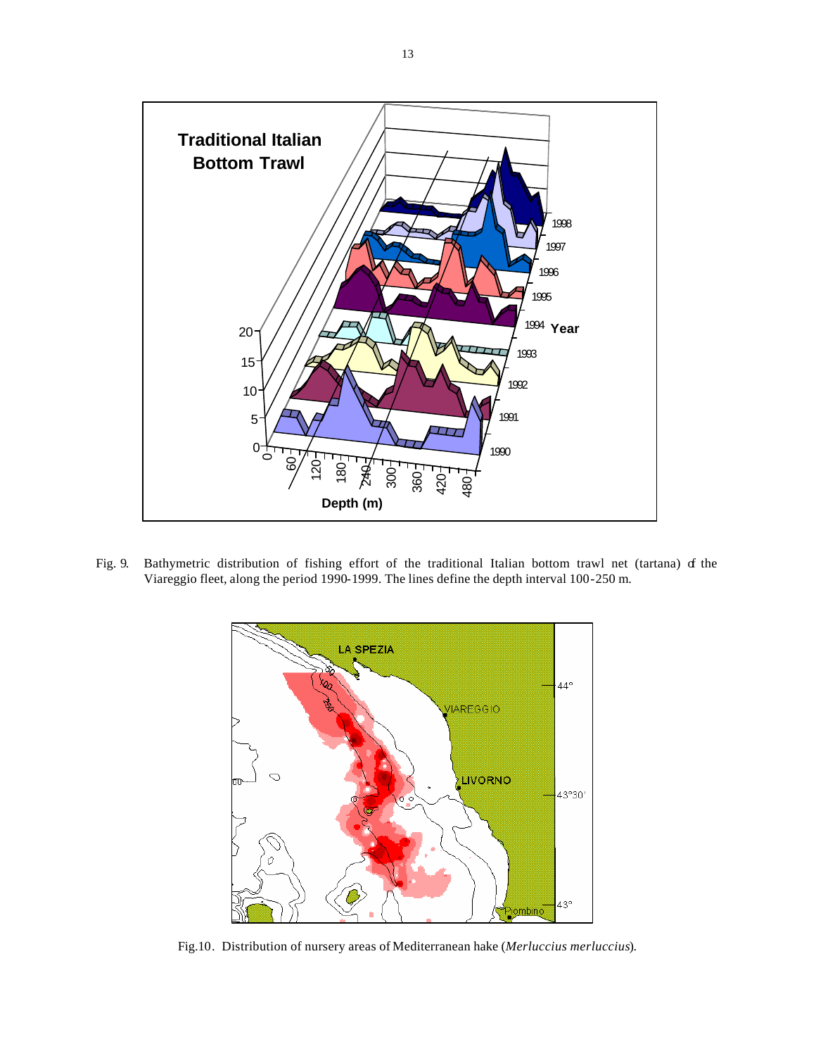Traditional Italian Bottom Trawl

20
15
10
5
0

0
60
120
180
240
300
360
420
480

Depth (m)

1990
1991
1992
1993
1994
1995
1996
1997
1998

Year

Fig. 9. Bathymetric distribution of fishing effort of the traditional Italian bottom trawl net (tartana) of the Viareggio fleet, along the period 1990-1999. The lines define the depth interval 100-250 m.

LA SPEZIA
VIAREGGIO
LIVORNO
Piombino
44°
43°30'
43°
50
100
250

Fig.10. Distribution of nursery areas of Mediterranean hake (*Merluccius merluccius*).